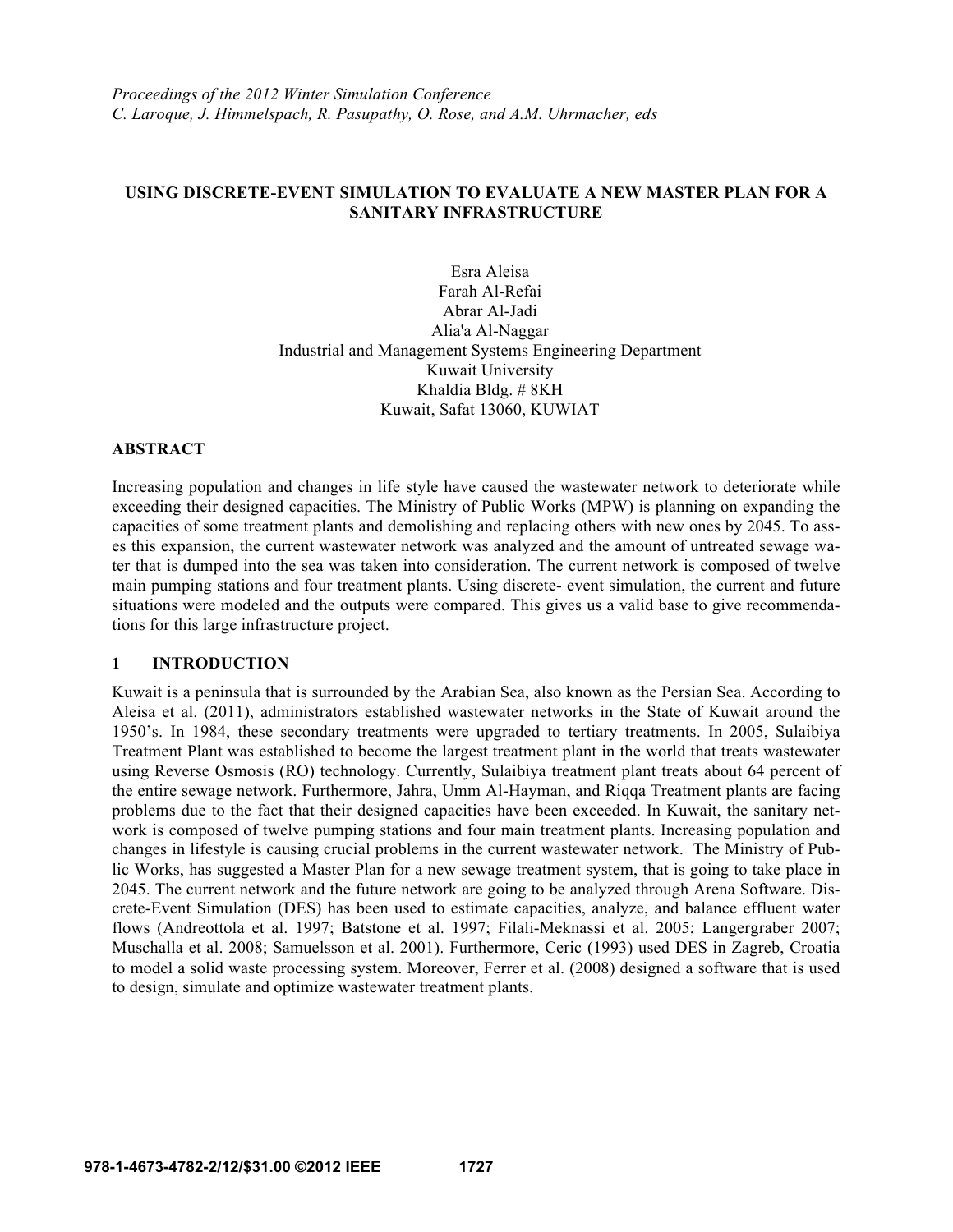*Proceedings of the 2012 Winter Simulation Conference*
*C. Laroque, J. Himmelspach, R. Pasupathy, O. Rose, and A.M. Uhrmacher, eds*

# USING DISCRETE-EVENT SIMULATION TO EVALUATE A NEW MASTER PLAN FOR A SANITARY INFRASTRUCTURE

Esra Aleisa
Farah Al-Refai
Abrar Al-Jadi
Alia'a Al-Naggar
Industrial and Management Systems Engineering Department
Kuwait University
Khaldia Bldg. # 8KH
Kuwait, Safat 13060, KUWIAT

## ABSTRACT

Increasing population and changes in life style have caused the wastewater network to deteriorate while exceeding their designed capacities. The Ministry of Public Works (MPW) is planning on expanding the capacities of some treatment plants and demolishing and replacing others with new ones by 2045. To asses this expansion, the current wastewater network was analyzed and the amount of untreated sewage water that is dumped into the sea was taken into consideration. The current network is composed of twelve main pumping stations and four treatment plants. Using discrete- event simulation, the current and future situations were modeled and the outputs were compared. This gives us a valid base to give recommendations for this large infrastructure project.

## 1 INTRODUCTION

Kuwait is a peninsula that is surrounded by the Arabian Sea, also known as the Persian Sea. According to Aleisa et al. (2011), administrators established wastewater networks in the State of Kuwait around the 1950's. In 1984, these secondary treatments were upgraded to tertiary treatments. In 2005, Sulaibiya Treatment Plant was established to become the largest treatment plant in the world that treats wastewater using Reverse Osmosis (RO) technology. Currently, Sulaibiya treatment plant treats about 64 percent of the entire sewage network. Furthermore, Jahra, Umm Al-Hayman, and Riqqa Treatment plants are facing problems due to the fact that their designed capacities have been exceeded. In Kuwait, the sanitary network is composed of twelve pumping stations and four main treatment plants. Increasing population and changes in lifestyle is causing crucial problems in the current wastewater network. The Ministry of Public Works, has suggested a Master Plan for a new sewage treatment system, that is going to take place in 2045. The current network and the future network are going to be analyzed through Arena Software. Discrete-Event Simulation (DES) has been used to estimate capacities, analyze, and balance effluent water flows (Andreottola et al. 1997; Batstone et al. 1997; Filali-Meknassi et al. 2005; Langergraber 2007; Muschalla et al. 2008; Samuelsson et al. 2001). Furthermore, Ceric (1993) used DES in Zagreb, Croatia to model a solid waste processing system. Moreover, Ferrer et al. (2008) designed a software that is used to design, simulate and optimize wastewater treatment plants.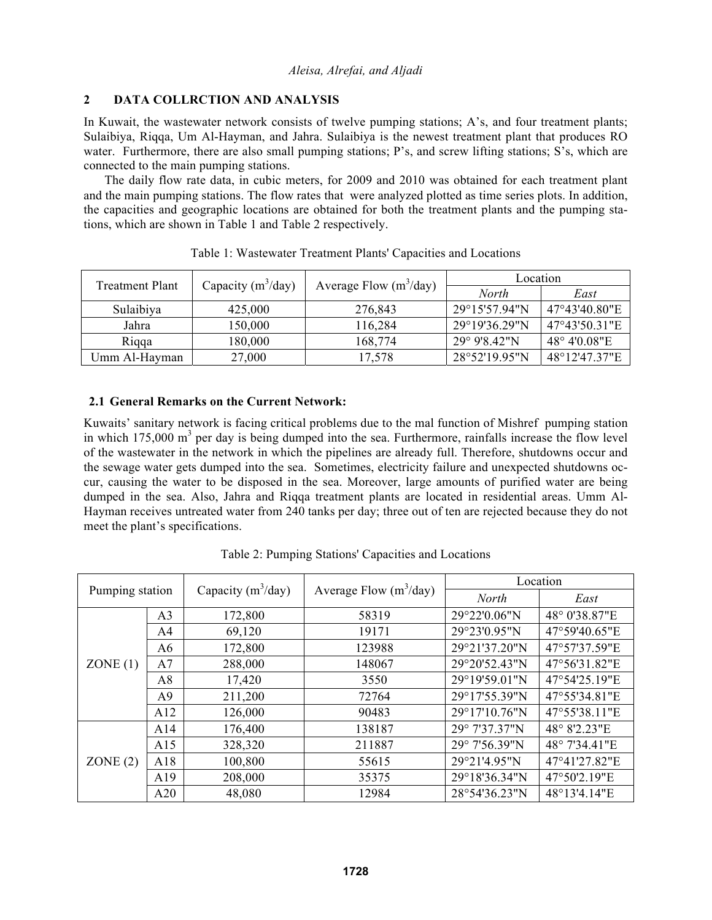## 2 DATA COLLRCTION AND ANALYSIS

In Kuwait, the wastewater network consists of twelve pumping stations; A's, and four treatment plants; Sulaibiya, Riqqa, Um Al-Hayman, and Jahra. Sulaibiya is the newest treatment plant that produces RO water. Furthermore, there are also small pumping stations; P's, and screw lifting stations; S's, which are connected to the main pumping stations.

The daily flow rate data, in cubic meters, for 2009 and 2010 was obtained for each treatment plant and the main pumping stations. The flow rates that were analyzed plotted as time series plots. In addition, the capacities and geographic locations are obtained for both the treatment plants and the pumping stations, which are shown in Table 1 and Table 2 respectively.

Table 1: Wastewater Treatment Plants' Capacities and Locations

| Treatment Plant | Capacity ($m^3$/day) | Average Flow ($m^3$/day) | Location | |
|---|---|---|---|---|
| | | | *North* | *East* |
| Sulaibiya | 425,000 | 276,843 | 29°15'57.94"N | 47°43'40.80"E |
| Jahra | 150,000 | 116,284 | 29°19'36.29"N | 47°43'50.31"E |
| Riqqa | 180,000 | 168,774 | 29° 9'8.42"N | 48° 4'0.08"E |
| Umm Al-Hayman | 27,000 | 17,578 | 28°52'19.95"N | 48°12'47.37"E |

### 2.1 General Remarks on the Current Network:

Kuwaits' sanitary network is facing critical problems due to the mal function of Mishref pumping station in which 175,000 $m^3$ per day is being dumped into the sea. Furthermore, rainfalls increase the flow level of the wastewater in the network in which the pipelines are already full. Therefore, shutdowns occur and the sewage water gets dumped into the sea. Sometimes, electricity failure and unexpected shutdowns occur, causing the water to be disposed in the sea. Moreover, large amounts of purified water are being dumped in the sea. Also, Jahra and Riqqa treatment plants are located in residential areas. Umm Al-Hayman receives untreated water from 240 tanks per day; three out of ten are rejected because they do not meet the plant's specifications.

Table 2: Pumping Stations' Capacities and Locations

| Pumping station | | Capacity ($m^3$/day) | Average Flow ($m^3$/day) | Location | |
|---|---|---|---|---|---|
| | | | | *North* | *East* |
| ZONE (1) | A3 | 172,800 | 58319 | 29°22'0.06"N | 48° 0'38.87"E |
| | A4 | 69,120 | 19171 | 29°23'0.95"N | 47°59'40.65"E |
| | A6 | 172,800 | 123988 | 29°21'37.20"N | 47°57'37.59"E |
| | A7 | 288,000 | 148067 | 29°20'52.43"N | 47°56'31.82"E |
| | A8 | 17,420 | 3550 | 29°19'59.01"N | 47°54'25.19"E |
| | A9 | 211,200 | 72764 | 29°17'55.39"N | 47°55'34.81"E |
| | A12 | 126,000 | 90483 | 29°17'10.76"N | 47°55'38.11"E |
| ZONE (2) | A14 | 176,400 | 138187 | 29° 7'37.37"N | 48° 8'2.23"E |
| | A15 | 328,320 | 211887 | 29° 7'56.39"N | 48° 7'34.41"E |
| | A18 | 100,800 | 55615 | 29°21'4.95"N | 47°41'27.82"E |
| | A19 | 208,000 | 35375 | 29°18'36.34"N | 47°50'2.19"E |
| | A20 | 48,080 | 12984 | 28°54'36.23"N | 48°13'4.14"E |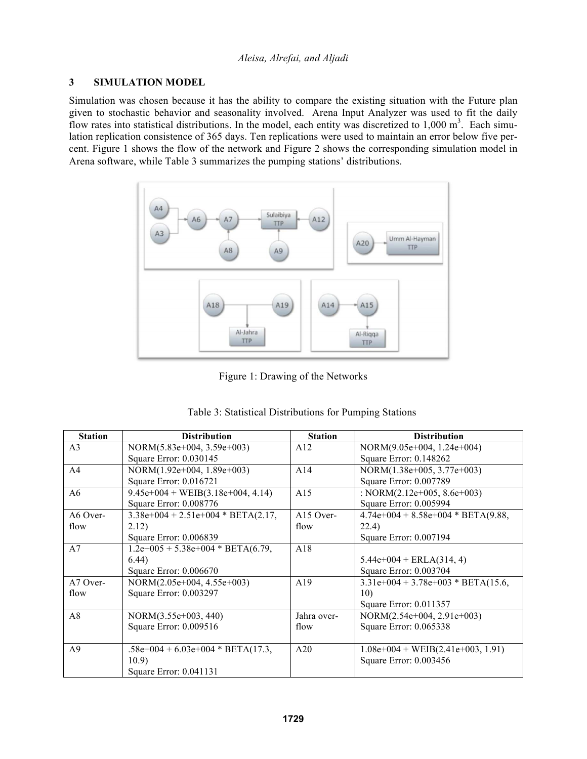## 3 SIMULATION MODEL

Simulation was chosen because it has the ability to compare the existing situation with the Future plan given to stochastic behavior and seasonality involved. Arena Input Analyzer was used to fit the daily flow rates into statistical distributions. In the model, each entity was discretized to 1,000 $m^3$. Each simulation replication consistence of 365 days. Ten replications were used to maintain an error below five percent. Figure 1 shows the flow of the network and Figure 2 shows the corresponding simulation model in Arena software, while Table 3 summarizes the pumping stations' distributions.

Figure 1: Drawing of the Networks

Table 3: Statistical Distributions for Pumping Stations

| Station | Distribution | Station | Distribution |
|---|---|---|---|
| A3 | NORM(5.83e+004, 3.59e+003) Square Error: 0.030145 | A12 | NORM(9.05e+004, 1.24e+004) Square Error: 0.148262 |
| A4 | NORM(1.92e+004, 1.89e+003) Square Error: 0.016721 | A14 | NORM(1.38e+005, 3.77e+003) Square Error: 0.007789 |
| A6 | 9.45e+004 + WEIB(3.18e+004, 4.14) Square Error: 0.008776 | A15 | : NORM(2.12e+005, 8.6e+003) Square Error: 0.005994 |
| A6 Overflow | 3.38e+004 + 2.51e+004 * BETA(2.17, 2.12) Square Error: 0.006839 | A15 Overflow | 4.74e+004 + 8.58e+004 * BETA(9.88, 22.4) Square Error: 0.007194 |
| A7 | 1.2e+005 + 5.38e+004 * BETA(6.79, 6.44) Square Error: 0.006670 | A18 | 5.44e+004 + ERLA(314, 4) Square Error: 0.003704 |
| A7 Overflow | NORM(2.05e+004, 4.55e+003) Square Error: 0.003297 | A19 | 3.31e+004 + 3.78e+003 * BETA(15.6, 10) Square Error: 0.011357 |
| A8 | NORM(3.55e+003, 440) Square Error: 0.009516 | Jahra overflow | NORM(2.54e+004, 2.91e+003) Square Error: 0.065338 |
| A9 | .58e+004 + 6.03e+004 * BETA(17.3, 10.9) Square Error: 0.041131 | A20 | 1.08e+004 + WEIB(2.41e+003, 1.91) Square Error: 0.003456 |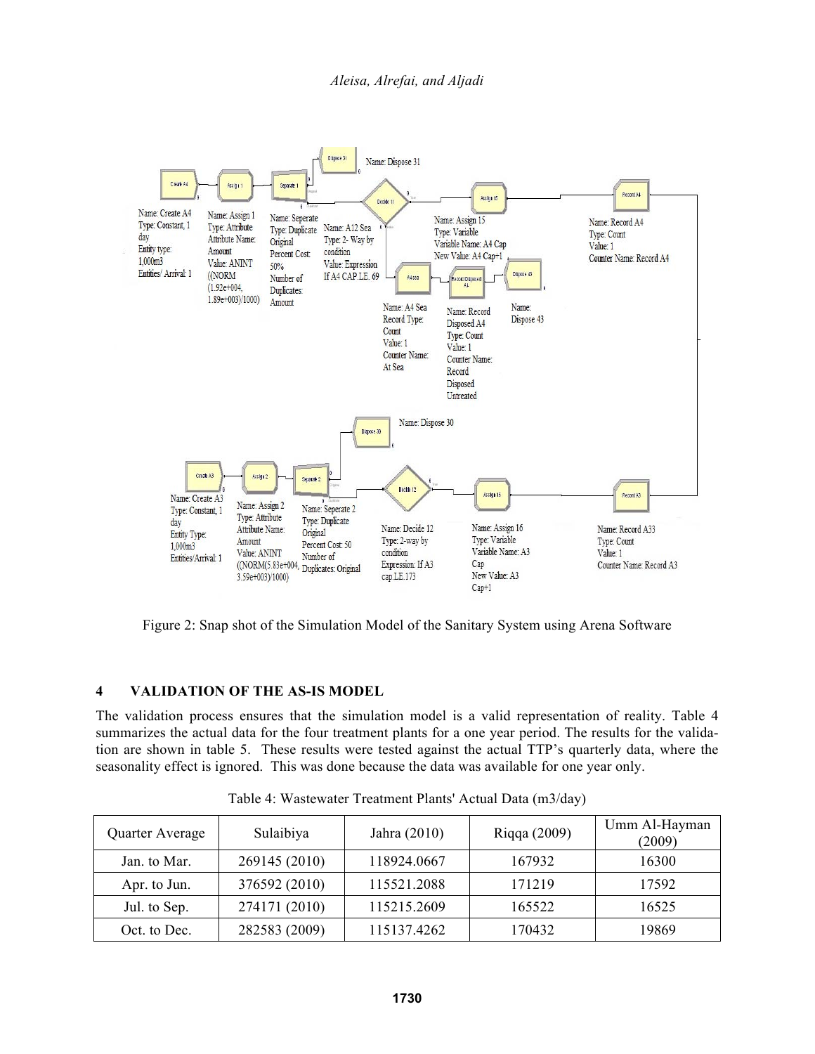Figure 2: Snap shot of the Simulation Model of the Sanitary System using Arena Software

## 4 VALIDATION OF THE AS-IS MODEL

The validation process ensures that the simulation model is a valid representation of reality. Table 4 summarizes the actual data for the four treatment plants for a one year period. The results for the validation are shown in table 5. These results were tested against the actual TTP's quarterly data, where the seasonality effect is ignored. This was done because the data was available for one year only.

Table 4: Wastewater Treatment Plants' Actual Data (m3/day)

| Quarter Average | Sulaibiya | Jahra (2010) | Riqqa (2009) | Umm Al-Hayman (2009) |
|---|---|---|---|---|
| Jan. to Mar. | 269145 (2010) | 118924.0667 | 167932 | 16300 |
| Apr. to Jun. | 376592 (2010) | 115521.2088 | 171219 | 17592 |
| Jul. to Sep. | 274171 (2010) | 115215.2609 | 165522 | 16525 |
| Oct. to Dec. | 282583 (2009) | 115137.4262 | 170432 | 19869 |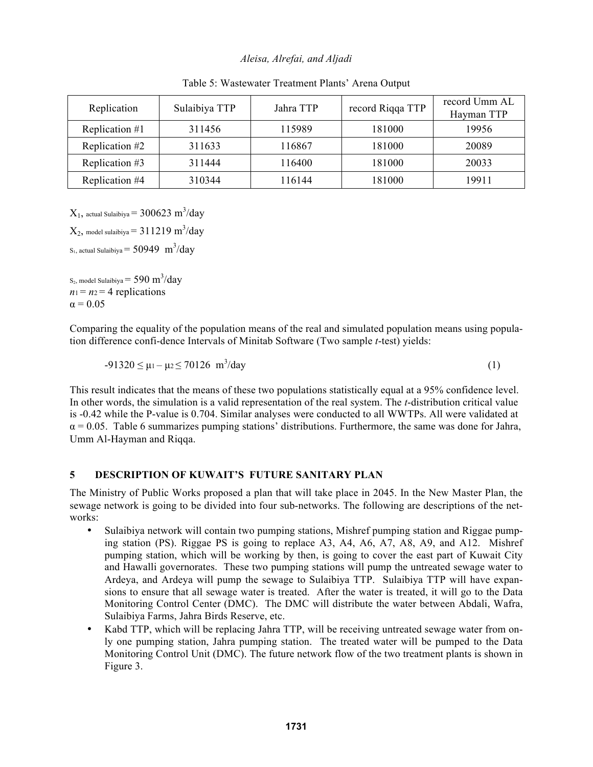Table 5: Wastewater Treatment Plants' Arena Output

| Replication | Sulaibiya TTP | Jahra TTP | record Riqqa TTP | record Umm AL Hayman TTP |
|---|---|---|---|---|
| Replication #1 | 311456 | 115989 | 181000 | 19956 |
| Replication #2 | 311633 | 116867 | 181000 | 20089 |
| Replication #3 | 311444 | 116400 | 181000 | 20033 |
| Replication #4 | 310344 | 116144 | 181000 | 19911 |

$X_{1,\ \text{actual Sulaibiya}} = 300623\ m^3/\text{day}$

$X_{2,\ \text{model sulaibiya}} = 311219\ m^3/\text{day}$

$S_{1,\ \text{actual Sulaibiya}} = 50949\ m^3/\text{day}$

$S_{2,\ \text{model Sulaibiya}} = 590\ m^3/\text{day}$

$n_1 = n_2 = 4$ replications

$\alpha = 0.05$

Comparing the equality of the population means of the real and simulated population means using population difference confi-dence Intervals of Minitab Software (Two sample *t*-test) yields:

$$-91320 \leq \mu_1 - \mu_2 \leq 70126\ m^3/\text{day} \tag{1}$$

This result indicates that the means of these two populations statistically equal at a 95% confidence level. In other words, the simulation is a valid representation of the real system. The *t*-distribution critical value is -0.42 while the P-value is 0.704. Similar analyses were conducted to all WWTPs. All were validated at $\alpha = 0.05$. Table 6 summarizes pumping stations' distributions. Furthermore, the same was done for Jahra, Umm Al-Hayman and Riqqa.

## 5 DESCRIPTION OF KUWAIT'S FUTURE SANITARY PLAN

The Ministry of Public Works proposed a plan that will take place in 2045. In the New Master Plan, the sewage network is going to be divided into four sub-networks. The following are descriptions of the networks:

- Sulaibiya network will contain two pumping stations, Mishref pumping station and Riggae pumping station (PS). Riggae PS is going to replace A3, A4, A6, A7, A8, A9, and A12. Mishref pumping station, which will be working by then, is going to cover the east part of Kuwait City and Hawalli governorates. These two pumping stations will pump the untreated sewage water to Ardeya, and Ardeya will pump the sewage to Sulaibiya TTP. Sulaibiya TTP will have expansions to ensure that all sewage water is treated. After the water is treated, it will go to the Data Monitoring Control Center (DMC). The DMC will distribute the water between Abdali, Wafra, Sulaibiya Farms, Jahra Birds Reserve, etc.
- Kabd TTP, which will be replacing Jahra TTP, will be receiving untreated sewage water from only one pumping station, Jahra pumping station. The treated water will be pumped to the Data Monitoring Control Unit (DMC). The future network flow of the two treatment plants is shown in Figure 3.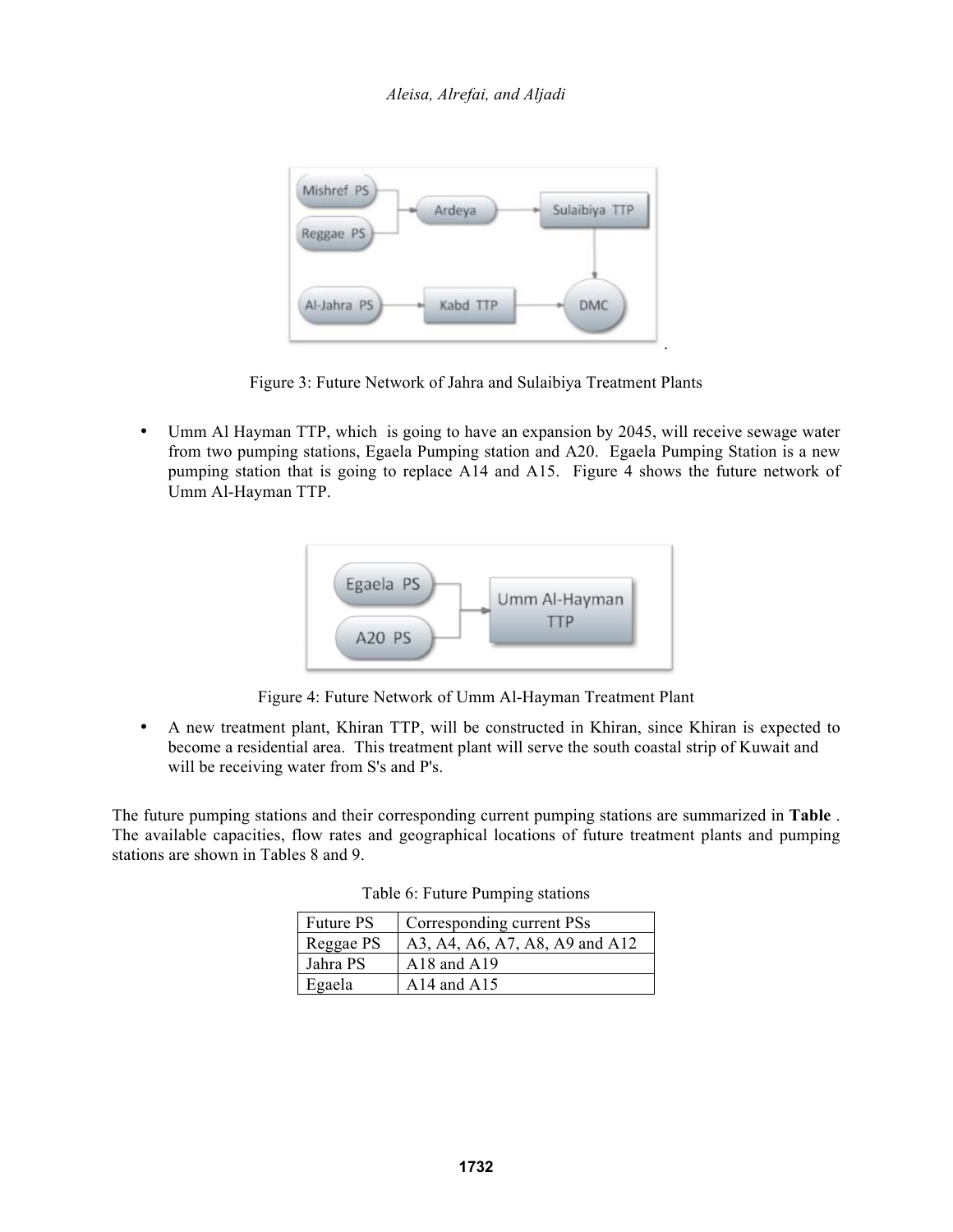Figure 3: Future Network of Jahra and Sulaibiya Treatment Plants

- Umm Al Hayman TTP, which is going to have an expansion by 2045, will receive sewage water from two pumping stations, Egaela Pumping station and A20. Egaela Pumping Station is a new pumping station that is going to replace A14 and A15. Figure 4 shows the future network of Umm Al-Hayman TTP.

Figure 4: Future Network of Umm Al-Hayman Treatment Plant

- A new treatment plant, Khiran TTP, will be constructed in Khiran, since Khiran is expected to become a residential area. This treatment plant will serve the south coastal strip of Kuwait and will be receiving water from S's and P's.

The future pumping stations and their corresponding current pumping stations are summarized in **Table** . The available capacities, flow rates and geographical locations of future treatment plants and pumping stations are shown in Tables 8 and 9.

Table 6: Future Pumping stations

| Future PS | Corresponding current PSs |
|---|---|
| Reggae PS | A3, A4, A6, A7, A8, A9 and A12 |
| Jahra PS | A18 and A19 |
| Egaela | A14 and A15 |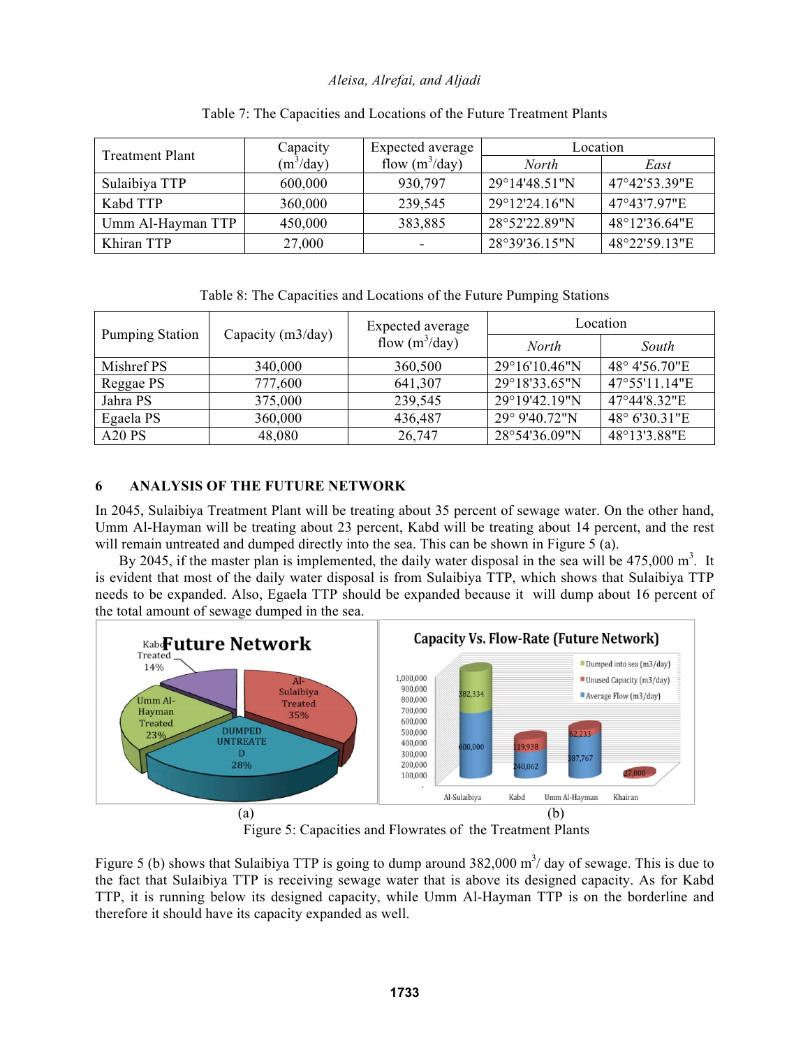Table 7: The Capacities and Locations of the Future Treatment Plants

| Treatment Plant | Capacity ($m^3$/day) | Expected average flow ($m^3$/day) | Location | |
|---|---|---|---|---|
| | | | *North* | *East* |
| Sulaibiya TTP | 600,000 | 930,797 | 29°14'48.51"N | 47°42'53.39"E |
| Kabd TTP | 360,000 | 239,545 | 29°12'24.16"N | 47°43'7.97"E |
| Umm Al-Hayman TTP | 450,000 | 383,885 | 28°52'22.89"N | 48°12'36.64"E |
| Khiran TTP | 27,000 | - | 28°39'36.15"N | 48°22'59.13"E |

Table 8: The Capacities and Locations of the Future Pumping Stations

| Pumping Station | Capacity (m3/day) | Expected average flow ($m^3$/day) | Location | |
|---|---|---|---|---|
| | | | *North* | *South* |
| Mishref PS | 340,000 | 360,500 | 29°16'10.46"N | 48° 4'56.70"E |
| Reggae PS | 777,600 | 641,307 | 29°18'33.65"N | 47°55'11.14"E |
| Jahra PS | 375,000 | 239,545 | 29°19'42.19"N | 47°44'8.32"E |
| Egaela PS | 360,000 | 436,487 | 29° 9'40.72"N | 48° 6'30.31"E |
| A20 PS | 48,080 | 26,747 | 28°54'36.09"N | 48°13'3.88"E |

## 6 ANALYSIS OF THE FUTURE NETWORK

In 2045, Sulaibiya Treatment Plant will be treating about 35 percent of sewage water. On the other hand, Umm Al-Hayman will be treating about 23 percent, Kabd will be treating about 14 percent, and the rest will remain untreated and dumped directly into the sea. This can be shown in Figure 5 (a).

By 2045, if the master plan is implemented, the daily water disposal in the sea will be 475,000 $m^3$. It is evident that most of the daily water disposal is from Sulaibiya TTP, which shows that Sulaibiya TTP needs to be expanded. Also, Egaela TTP should be expanded because it will dump about 16 percent of the total amount of sewage dumped in the sea.

(a) (b)

Figure 5: Capacities and Flowrates of the Treatment Plants

Figure 5 (b) shows that Sulaibiya TTP is going to dump around 382,000 $m^3$/ day of sewage. This is due to the fact that Sulaibiya TTP is receiving sewage water that is above its designed capacity. As for Kabd TTP, it is running below its designed capacity, while Umm Al-Hayman TTP is on the borderline and therefore it should have its capacity expanded as well.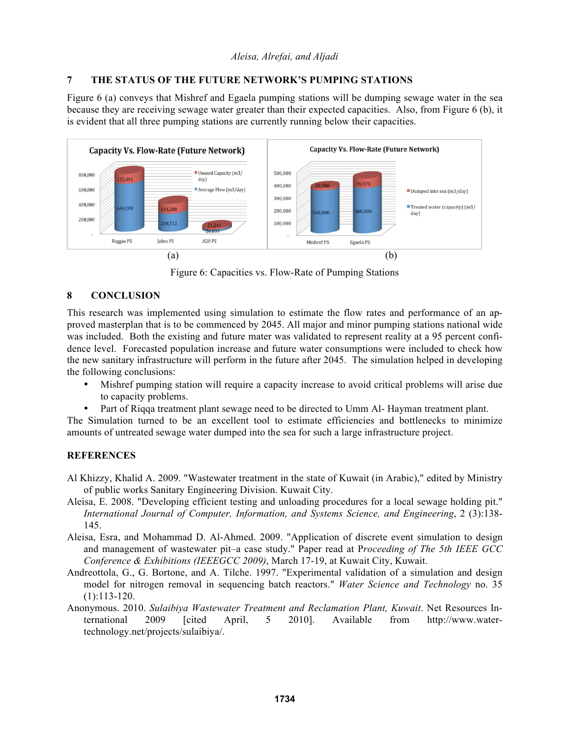## 7 THE STATUS OF THE FUTURE NETWORK'S PUMPING STATIONS

Figure 6 (a) conveys that Mishref and Egaela pumping stations will be dumping sewage water in the sea because they are receiving sewage water greater than their expected capacities. Also, from Figure 6 (b), it is evident that all three pumping stations are currently running below their capacities.

(a) (b)

Figure 6: Capacities vs. Flow-Rate of Pumping Stations

## 8 CONCLUSION

This research was implemented using simulation to estimate the flow rates and performance of an approved masterplan that is to be commenced by 2045. All major and minor pumping stations national wide was included. Both the existing and future mater was validated to represent reality at a 95 percent confidence level. Forecasted population increase and future water consumptions were included to check how the new sanitary infrastructure will perform in the future after 2045. The simulation helped in developing the following conclusions:

- Mishref pumping station will require a capacity increase to avoid critical problems will arise due to capacity problems.
- Part of Riqqa treatment plant sewage need to be directed to Umm Al- Hayman treatment plant.

The Simulation turned to be an excellent tool to estimate efficiencies and bottlenecks to minimize amounts of untreated sewage water dumped into the sea for such a large infrastructure project.

## REFERENCES

Al Khizzy, Khalid A. 2009. "Wastewater treatment in the state of Kuwait (in Arabic)," edited by Ministry of public works Sanitary Engineering Division. Kuwait City.

Aleisa, E. 2008. "Developing efficient testing and unloading procedures for a local sewage holding pit." *International Journal of Computer, Information, and Systems Science, and Engineering*, 2 (3):138-145.

Aleisa, Esra, and Mohammad D. Al-Ahmed. 2009. "Application of discrete event simulation to design and management of wastewater pit–a case study." Paper read at P*roceeding of The 5th IEEE GCC Conference & Exhibitions (IEEEGCC 2009)*, March 17-19, at Kuwait City, Kuwait.

Andreottola, G., G. Bortone, and A. Tilche. 1997. "Experimental validation of a simulation and design model for nitrogen removal in sequencing batch reactors." *Water Science and Technology* no. 35 (1):113-120.

Anonymous. 2010. *Sulaibiya Wastewater Treatment and Reclamation Plant, Kuwait*. Net Resources International 2009 [cited April, 5 2010]. Available from http://www.water-technology.net/projects/sulaibiya/.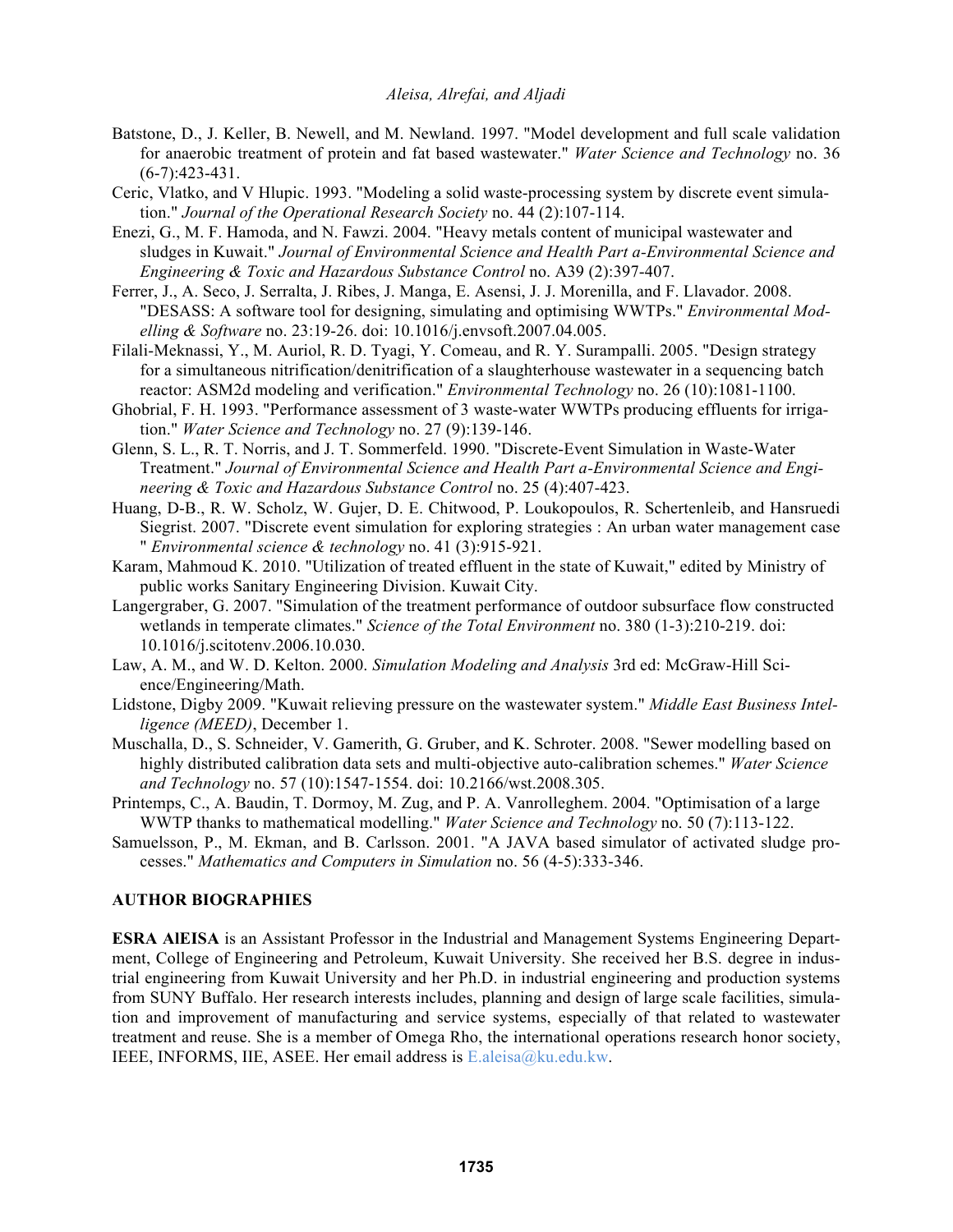Batstone, D., J. Keller, B. Newell, and M. Newland. 1997. "Model development and full scale validation for anaerobic treatment of protein and fat based wastewater." *Water Science and Technology* no. 36 (6-7):423-431.

Ceric, Vlatko, and V Hlupic. 1993. "Modeling a solid waste-processing system by discrete event simulation." *Journal of the Operational Research Society* no. 44 (2):107-114.

Enezi, G., M. F. Hamoda, and N. Fawzi. 2004. "Heavy metals content of municipal wastewater and sludges in Kuwait." *Journal of Environmental Science and Health Part a-Environmental Science and Engineering & Toxic and Hazardous Substance Control* no. A39 (2):397-407.

Ferrer, J., A. Seco, J. Serralta, J. Ribes, J. Manga, E. Asensi, J. J. Morenilla, and F. Llavador. 2008. "DESASS: A software tool for designing, simulating and optimising WWTPs." *Environmental Modelling & Software* no. 23:19-26. doi: 10.1016/j.envsoft.2007.04.005.

Filali-Meknassi, Y., M. Auriol, R. D. Tyagi, Y. Comeau, and R. Y. Surampalli. 2005. "Design strategy for a simultaneous nitrification/denitrification of a slaughterhouse wastewater in a sequencing batch reactor: ASM2d modeling and verification." *Environmental Technology* no. 26 (10):1081-1100.

Ghobrial, F. H. 1993. "Performance assessment of 3 waste-water WWTPs producing effluents for irrigation." *Water Science and Technology* no. 27 (9):139-146.

Glenn, S. L., R. T. Norris, and J. T. Sommerfeld. 1990. "Discrete-Event Simulation in Waste-Water Treatment." *Journal of Environmental Science and Health Part a-Environmental Science and Engineering & Toxic and Hazardous Substance Control* no. 25 (4):407-423.

Huang, D-B., R. W. Scholz, W. Gujer, D. E. Chitwood, P. Loukopoulos, R. Schertenleib, and Hansruedi Siegrist. 2007. "Discrete event simulation for exploring strategies : An urban water management case " *Environmental science & technology* no. 41 (3):915-921.

Karam, Mahmoud K. 2010. "Utilization of treated effluent in the state of Kuwait," edited by Ministry of public works Sanitary Engineering Division. Kuwait City.

Langergraber, G. 2007. "Simulation of the treatment performance of outdoor subsurface flow constructed wetlands in temperate climates." *Science of the Total Environment* no. 380 (1-3):210-219. doi: 10.1016/j.scitotenv.2006.10.030.

Law, A. M., and W. D. Kelton. 2000. *Simulation Modeling and Analysis* 3rd ed: McGraw-Hill Science/Engineering/Math.

Lidstone, Digby 2009. "Kuwait relieving pressure on the wastewater system." *Middle East Business Intelligence (MEED)*, December 1.

Muschalla, D., S. Schneider, V. Gamerith, G. Gruber, and K. Schroter. 2008. "Sewer modelling based on highly distributed calibration data sets and multi-objective auto-calibration schemes." *Water Science and Technology* no. 57 (10):1547-1554. doi: 10.2166/wst.2008.305.

Printemps, C., A. Baudin, T. Dormoy, M. Zug, and P. A. Vanrolleghem. 2004. "Optimisation of a large WWTP thanks to mathematical modelling." *Water Science and Technology* no. 50 (7):113-122.

Samuelsson, P., M. Ekman, and B. Carlsson. 2001. "A JAVA based simulator of activated sludge processes." *Mathematics and Computers in Simulation* no. 56 (4-5):333-346.

## AUTHOR BIOGRAPHIES

**ESRA AlEISA** is an Assistant Professor in the Industrial and Management Systems Engineering Department, College of Engineering and Petroleum, Kuwait University. She received her B.S. degree in industrial engineering from Kuwait University and her Ph.D. in industrial engineering and production systems from SUNY Buffalo. Her research interests includes, planning and design of large scale facilities, simulation and improvement of manufacturing and service systems, especially of that related to wastewater treatment and reuse. She is a member of Omega Rho, the international operations research honor society, IEEE, INFORMS, IIE, ASEE. Her email address is E.aleisa@ku.edu.kw.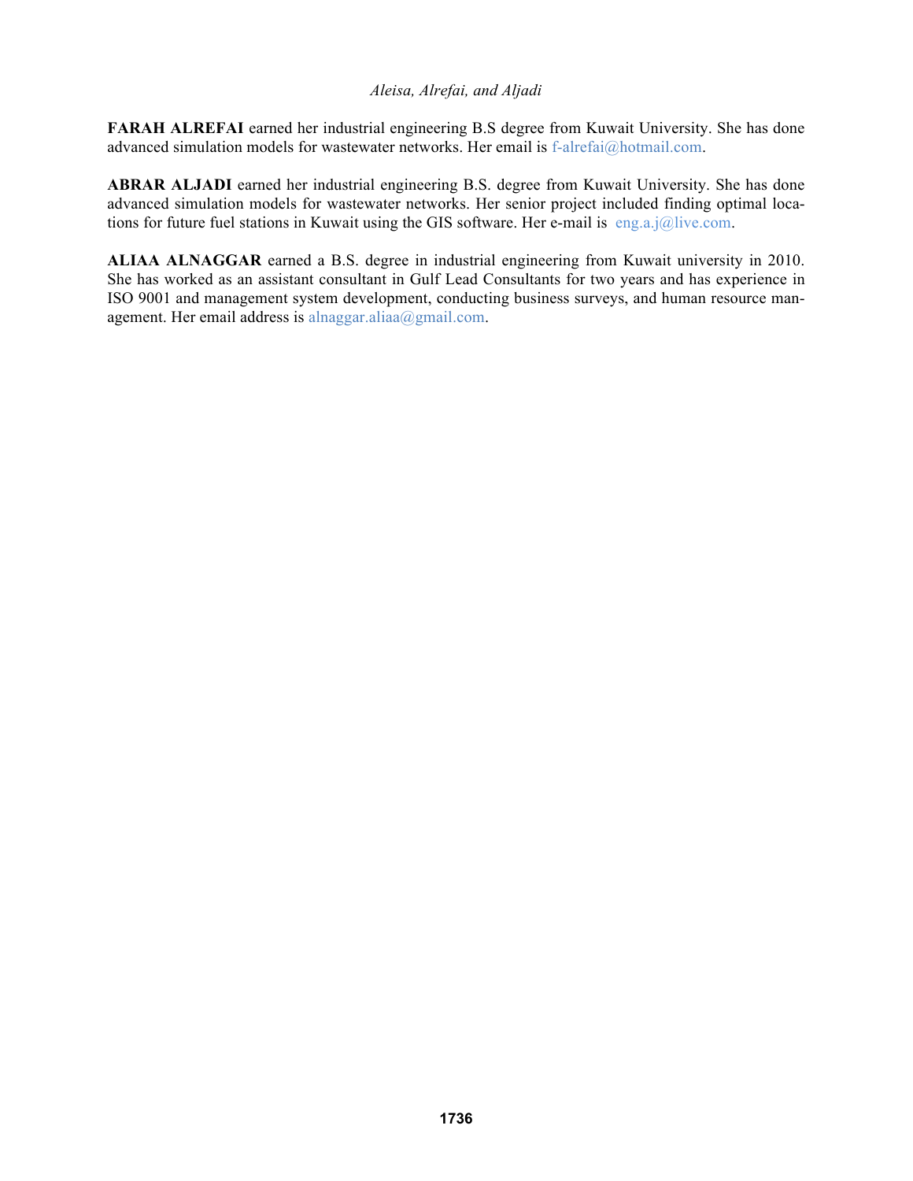**FARAH ALREFAI** earned her industrial engineering B.S degree from Kuwait University. She has done advanced simulation models for wastewater networks. Her email is f-alrefai@hotmail.com.

**ABRAR ALJADI** earned her industrial engineering B.S. degree from Kuwait University. She has done advanced simulation models for wastewater networks. Her senior project included finding optimal locations for future fuel stations in Kuwait using the GIS software. Her e-mail is eng.a.j@live.com.

**ALIAA ALNAGGAR** earned a B.S. degree in industrial engineering from Kuwait university in 2010. She has worked as an assistant consultant in Gulf Lead Consultants for two years and has experience in ISO 9001 and management system development, conducting business surveys, and human resource management. Her email address is alnaggar.aliaa@gmail.com.